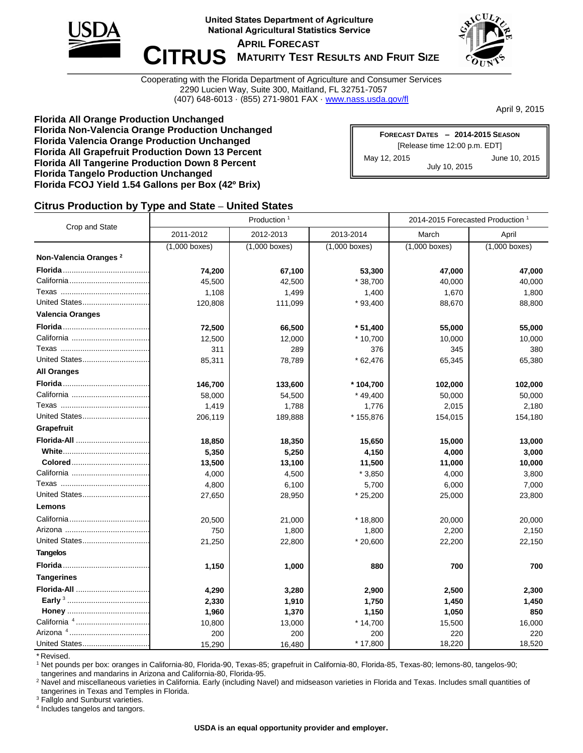United States Department of Agriculture
National Agricultural Statistics Service

# CITRUS
## APRIL FORECAST
## MATURITY TEST RESULTS AND FRUIT SIZE

Cooperating with the Florida Department of Agriculture and Consumer Services
2290 Lucien Way, Suite 300, Maitland, FL 32751-7057
(407) 648-6013 · (855) 271-9801 FAX · www.nass.usda.gov/fl

April 9, 2015

**Florida All Orange Production Unchanged**
**Florida Non-Valencia Orange Production Unchanged**
**Florida Valencia Orange Production Unchanged**
**Florida All Grapefruit Production Down 13 Percent**
**Florida All Tangerine Production Down 8 Percent**
**Florida Tangelo Production Unchanged**
**Florida FCOJ Yield 1.54 Gallons per Box (42º Brix)**

| FORECAST DATES – 2014-2015 SEASON |
|---|
| [Release time 12:00 p.m. EDT] |
| May 12, 2015 |
| June 10, 2015 |
| July 10, 2015 |

## Citrus Production by Type and State – United States

| Crop and State | Production [1] | | | 2014-2015 Forecasted Production [1] | |
|---|---|---|---|---|---|
| | 2011-2012 | 2012-2013 | 2013-2014 | March | April |
| | (1,000 boxes) | (1,000 boxes) | (1,000 boxes) | (1,000 boxes) | (1,000 boxes) |
| **Non-Valencia Oranges [2]** | | | | | |
| **Florida** | **74,200** | **67,100** | **53,300** | **47,000** | **47,000** |
| California | 45,500 | 42,500 | * 38,700 | 40,000 | 40,000 |
| Texas | 1,108 | 1,499 | 1,400 | 1,670 | 1,800 |
| United States | 120,808 | 111,099 | * 93,400 | 88,670 | 88,800 |
| **Valencia Oranges** | | | | | |
| **Florida** | **72,500** | **66,500** | *** 51,400** | **55,000** | **55,000** |
| California | 12,500 | 12,000 | * 10,700 | 10,000 | 10,000 |
| Texas | 311 | 289 | 376 | 345 | 380 |
| United States | 85,311 | 78,789 | * 62,476 | 65,345 | 65,380 |
| **All Oranges** | | | | | |
| **Florida** | **146,700** | **133,600** | *** 104,700** | **102,000** | **102,000** |
| California | 58,000 | 54,500 | * 49,400 | 50,000 | 50,000 |
| Texas | 1,419 | 1,788 | 1,776 | 2,015 | 2,180 |
| United States | 206,119 | 189,888 | * 155,876 | 154,015 | 154,180 |
| **Grapefruit** | | | | | |
| **Florida-All** | **18,850** | **18,350** | **15,650** | **15,000** | **13,000** |
| **White** | **5,350** | **5,250** | **4,150** | **4,000** | **3,000** |
| **Colored** | **13,500** | **13,100** | **11,500** | **11,000** | **10,000** |
| California | 4,000 | 4,500 | * 3,850 | 4,000 | 3,800 |
| Texas | 4,800 | 6,100 | 5,700 | 6,000 | 7,000 |
| United States | 27,650 | 28,950 | * 25,200 | 25,000 | 23,800 |
| **Lemons** | | | | | |
| California | 20,500 | 21,000 | * 18,800 | 20,000 | 20,000 |
| Arizona | 750 | 1,800 | 1,800 | 2,200 | 2,150 |
| United States | 21,250 | 22,800 | * 20,600 | 22,200 | 22,150 |
| **Tangelos** | | | | | |
| **Florida** | **1,150** | **1,000** | **880** | **700** | **700** |
| **Tangerines** | | | | | |
| **Florida-All** | **4,290** | **3,280** | **2,900** | **2,500** | **2,300** |
| **Early [3]** | **2,330** | **1,910** | **1,750** | **1,450** | **1,450** |
| **Honey** | **1,960** | **1,370** | **1,150** | **1,050** | **850** |
| California [4] | 10,800 | 13,000 | * 14,700 | 15,500 | 16,000 |
| Arizona [4] | 200 | 200 | 200 | 220 | 220 |
| United States | 15,290 | 16,480 | * 17,800 | 18,220 | 18,520 |

\* Revised.
[1] Net pounds per box: oranges in California-80, Florida-90, Texas-85; grapefruit in California-80, Florida-85, Texas-80; lemons-80, tangelos-90; tangerines and mandarins in Arizona and California-80, Florida-95.
[2] Navel and miscellaneous varieties in California. Early (including Navel) and midseason varieties in Florida and Texas. Includes small quantities of tangerines in Texas and Temples in Florida.
[3] Fallglo and Sunburst varieties.
[4] Includes tangelos and tangors.

**USDA is an equal opportunity provider and employer.**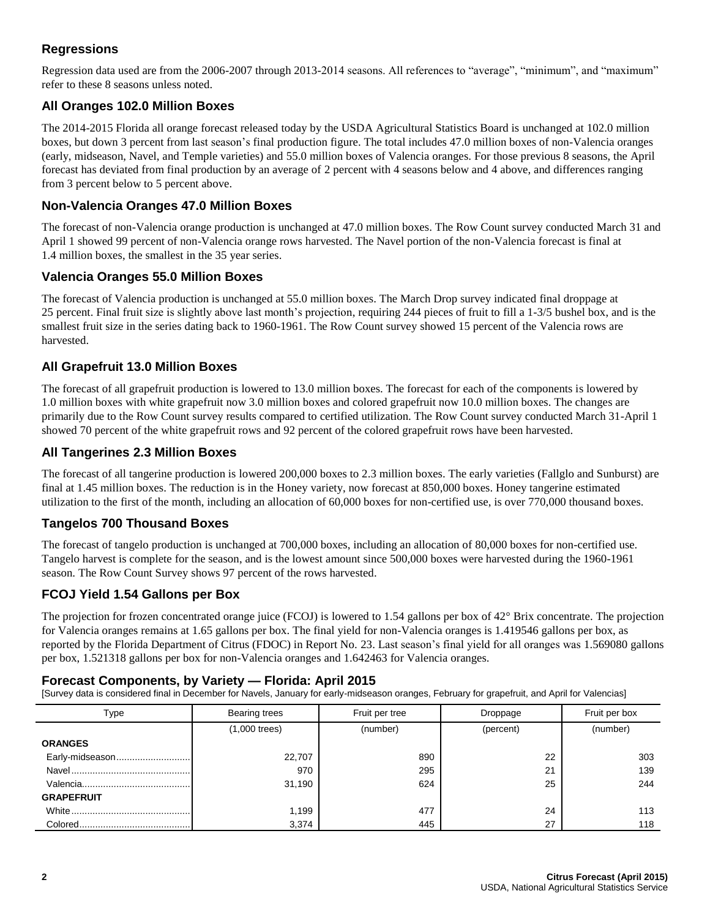## Regressions

Regression data used are from the 2006-2007 through 2013-2014 seasons. All references to "average", "minimum", and "maximum" refer to these 8 seasons unless noted.

## All Oranges 102.0 Million Boxes

The 2014-2015 Florida all orange forecast released today by the USDA Agricultural Statistics Board is unchanged at 102.0 million boxes, but down 3 percent from last season's final production figure. The total includes 47.0 million boxes of non-Valencia oranges (early, midseason, Navel, and Temple varieties) and 55.0 million boxes of Valencia oranges. For those previous 8 seasons, the April forecast has deviated from final production by an average of 2 percent with 4 seasons below and 4 above, and differences ranging from 3 percent below to 5 percent above.

## Non-Valencia Oranges 47.0 Million Boxes

The forecast of non-Valencia orange production is unchanged at 47.0 million boxes. The Row Count survey conducted March 31 and April 1 showed 99 percent of non-Valencia orange rows harvested. The Navel portion of the non-Valencia forecast is final at 1.4 million boxes, the smallest in the 35 year series.

## Valencia Oranges 55.0 Million Boxes

The forecast of Valencia production is unchanged at 55.0 million boxes. The March Drop survey indicated final droppage at 25 percent. Final fruit size is slightly above last month's projection, requiring 244 pieces of fruit to fill a 1-3/5 bushel box, and is the smallest fruit size in the series dating back to 1960-1961. The Row Count survey showed 15 percent of the Valencia rows are harvested.

## All Grapefruit 13.0 Million Boxes

The forecast of all grapefruit production is lowered to 13.0 million boxes. The forecast for each of the components is lowered by 1.0 million boxes with white grapefruit now 3.0 million boxes and colored grapefruit now 10.0 million boxes. The changes are primarily due to the Row Count survey results compared to certified utilization. The Row Count survey conducted March 31-April 1 showed 70 percent of the white grapefruit rows and 92 percent of the colored grapefruit rows have been harvested.

## All Tangerines 2.3 Million Boxes

The forecast of all tangerine production is lowered 200,000 boxes to 2.3 million boxes. The early varieties (Fallglo and Sunburst) are final at 1.45 million boxes. The reduction is in the Honey variety, now forecast at 850,000 boxes. Honey tangerine estimated utilization to the first of the month, including an allocation of 60,000 boxes for non-certified use, is over 770,000 thousand boxes.

## Tangelos 700 Thousand Boxes

The forecast of tangelo production is unchanged at 700,000 boxes, including an allocation of 80,000 boxes for non-certified use. Tangelo harvest is complete for the season, and is the lowest amount since 500,000 boxes were harvested during the 1960-1961 season. The Row Count Survey shows 97 percent of the rows harvested.

## FCOJ Yield 1.54 Gallons per Box

The projection for frozen concentrated orange juice (FCOJ) is lowered to 1.54 gallons per box of 42° Brix concentrate. The projection for Valencia oranges remains at 1.65 gallons per box. The final yield for non-Valencia oranges is 1.419546 gallons per box, as reported by the Florida Department of Citrus (FDOC) in Report No. 23. Last season's final yield for all oranges was 1.569080 gallons per box, 1.521318 gallons per box for non-Valencia oranges and 1.642463 for Valencia oranges.

## Forecast Components, by Variety — Florida: April 2015

[Survey data is considered final in December for Navels, January for early-midseason oranges, February for grapefruit, and April for Valencias]

| Type | Bearing trees | Fruit per tree | Droppage | Fruit per box |
|---|---|---|---|---|
| | (1,000 trees) | (number) | (percent) | (number) |
| **ORANGES** | | | | |
| Early-midseason | 22,707 | 890 | 22 | 303 |
| Navel | 970 | 295 | 21 | 139 |
| Valencia | 31,190 | 624 | 25 | 244 |
| **GRAPEFRUIT** | | | | |
| White | 1,199 | 477 | 24 | 113 |
| Colored | 3,374 | 445 | 27 | 118 |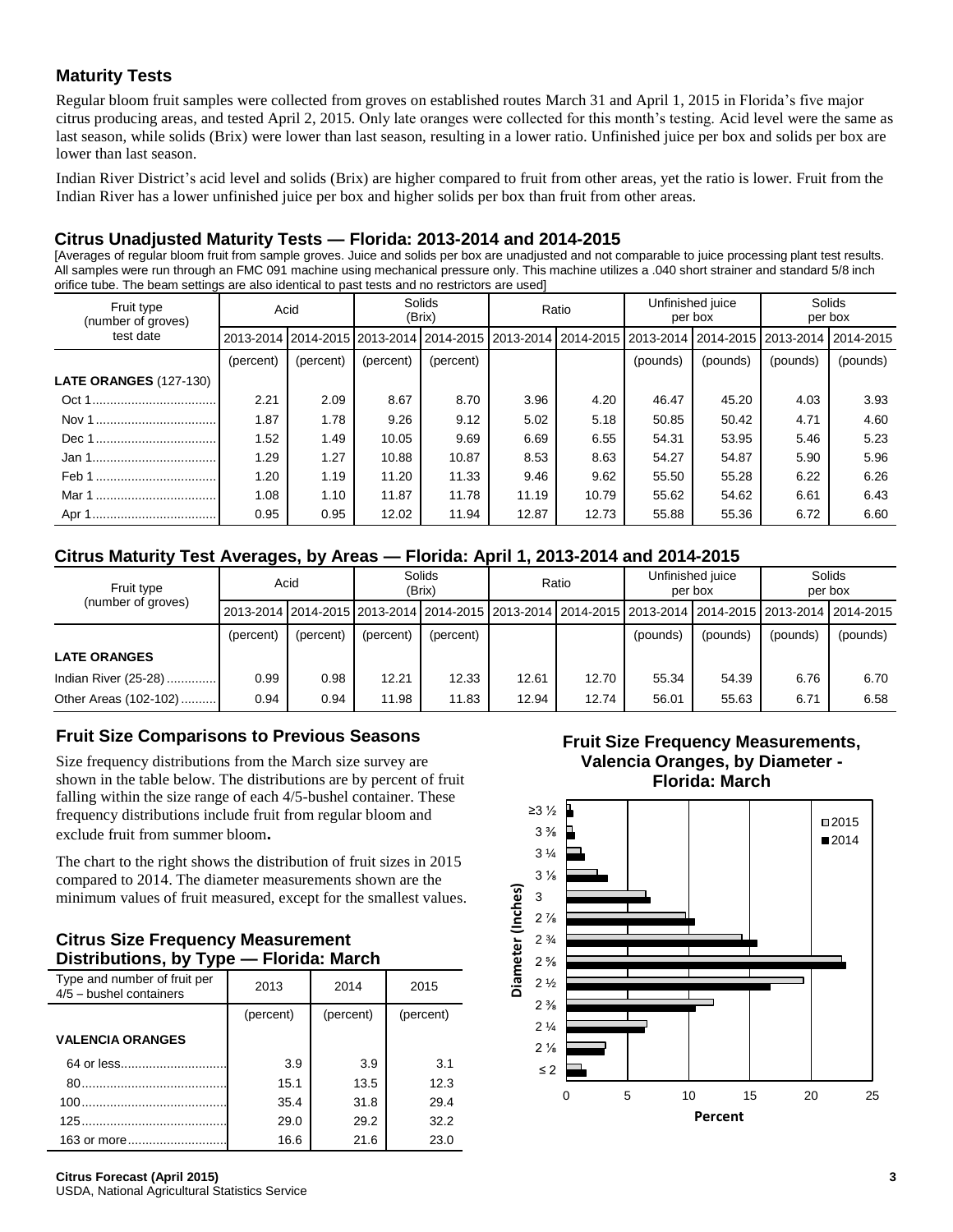## Maturity Tests

Regular bloom fruit samples were collected from groves on established routes March 31 and April 1, 2015 in Florida's five major citrus producing areas, and tested April 2, 2015. Only late oranges were collected for this month's testing. Acid level were the same as last season, while solids (Brix) were lower than last season, resulting in a lower ratio. Unfinished juice per box and solids per box are lower than last season.

Indian River District's acid level and solids (Brix) are higher compared to fruit from other areas, yet the ratio is lower. Fruit from the Indian River has a lower unfinished juice per box and higher solids per box than fruit from other areas.

### Citrus Unadjusted Maturity Tests — Florida: 2013-2014 and 2014-2015

[Averages of regular bloom fruit from sample groves. Juice and solids per box are unadjusted and not comparable to juice processing plant test results. All samples were run through an FMC 091 machine using mechanical pressure only. This machine utilizes a .040 short strainer and standard 5/8 inch orifice tube. The beam settings are also identical to past tests and no restrictors are used]

| Fruit type (number of groves) test date | Acid | | Solids (Brix) | | Ratio | | Unfinished juice per box | | Solids per box | |
|---|---|---|---|---|---|---|---|---|---|---|
| | 2013-2014 | 2014-2015 | 2013-2014 | 2014-2015 | 2013-2014 | 2014-2015 | 2013-2014 | 2014-2015 | 2013-2014 | 2014-2015 |
| | (percent) | (percent) | (percent) | (percent) | | | (pounds) | (pounds) | (pounds) | (pounds) |
| **LATE ORANGES** (127-130) | | | | | | | | | | |
| Oct 1 | 2.21 | 2.09 | 8.67 | 8.70 | 3.96 | 4.20 | 46.47 | 45.20 | 4.03 | 3.93 |
| Nov 1 | 1.87 | 1.78 | 9.26 | 9.12 | 5.02 | 5.18 | 50.85 | 50.42 | 4.71 | 4.60 |
| Dec 1 | 1.52 | 1.49 | 10.05 | 9.69 | 6.69 | 6.55 | 54.31 | 53.95 | 5.46 | 5.23 |
| Jan 1 | 1.29 | 1.27 | 10.88 | 10.87 | 8.53 | 8.63 | 54.27 | 54.87 | 5.90 | 5.96 |
| Feb 1 | 1.20 | 1.19 | 11.20 | 11.33 | 9.46 | 9.62 | 55.50 | 55.28 | 6.22 | 6.26 |
| Mar 1 | 1.08 | 1.10 | 11.87 | 11.78 | 11.19 | 10.79 | 55.62 | 54.62 | 6.61 | 6.43 |
| Apr 1 | 0.95 | 0.95 | 12.02 | 11.94 | 12.87 | 12.73 | 55.88 | 55.36 | 6.72 | 6.60 |

### Citrus Maturity Test Averages, by Areas — Florida: April 1, 2013-2014 and 2014-2015

| Fruit type (number of groves) | Acid | | Solids (Brix) | | Ratio | | Unfinished juice per box | | Solids per box | |
|---|---|---|---|---|---|---|---|---|---|---|
| | 2013-2014 | 2014-2015 | 2013-2014 | 2014-2015 | 2013-2014 | 2014-2015 | 2013-2014 | 2014-2015 | 2013-2014 | 2014-2015 |
| | (percent) | (percent) | (percent) | (percent) | | | (pounds) | (pounds) | (pounds) | (pounds) |
| **LATE ORANGES** | | | | | | | | | | |
| Indian River (25-28) | 0.99 | 0.98 | 12.21 | 12.33 | 12.61 | 12.70 | 55.34 | 54.39 | 6.76 | 6.70 |
| Other Areas (102-102) | 0.94 | 0.94 | 11.98 | 11.83 | 12.94 | 12.74 | 56.01 | 55.63 | 6.71 | 6.58 |

## Fruit Size Comparisons to Previous Seasons

Size frequency distributions from the March size survey are shown in the table below. The distributions are by percent of fruit falling within the size range of each 4/5-bushel container. These frequency distributions include fruit from regular bloom and exclude fruit from summer bloom**.**

The chart to the right shows the distribution of fruit sizes in 2015 compared to 2014. The diameter measurements shown are the minimum values of fruit measured, except for the smallest values.

### Citrus Size Frequency Measurement Distributions, by Type — Florida: March

| Type and number of fruit per 4/5 – bushel containers | 2013 | 2014 | 2015 |
|---|---|---|---|
| | (percent) | (percent) | (percent) |
| **VALENCIA ORANGES** | | | |
| 64 or less | 3.9 | 3.9 | 3.1 |
| 80 | 15.1 | 13.5 | 12.3 |
| 100 | 35.4 | 31.8 | 29.4 |
| 125 | 29.0 | 29.2 | 32.2 |
| 163 or more | 16.6 | 21.6 | 23.0 |

### Fruit Size Frequency Measurements, Valencia Oranges, by Diameter - Florida: March

Diameter (Inches)

≥3 ½
3 ⅜
3 ¼
3 ⅛
3
2 ⅞
2 ¾
2 ⅝
2 ½
2 ⅜
2 ¼
2 ⅛
≤ 2

2015
2014

0 5 10 15 20 25

Percent